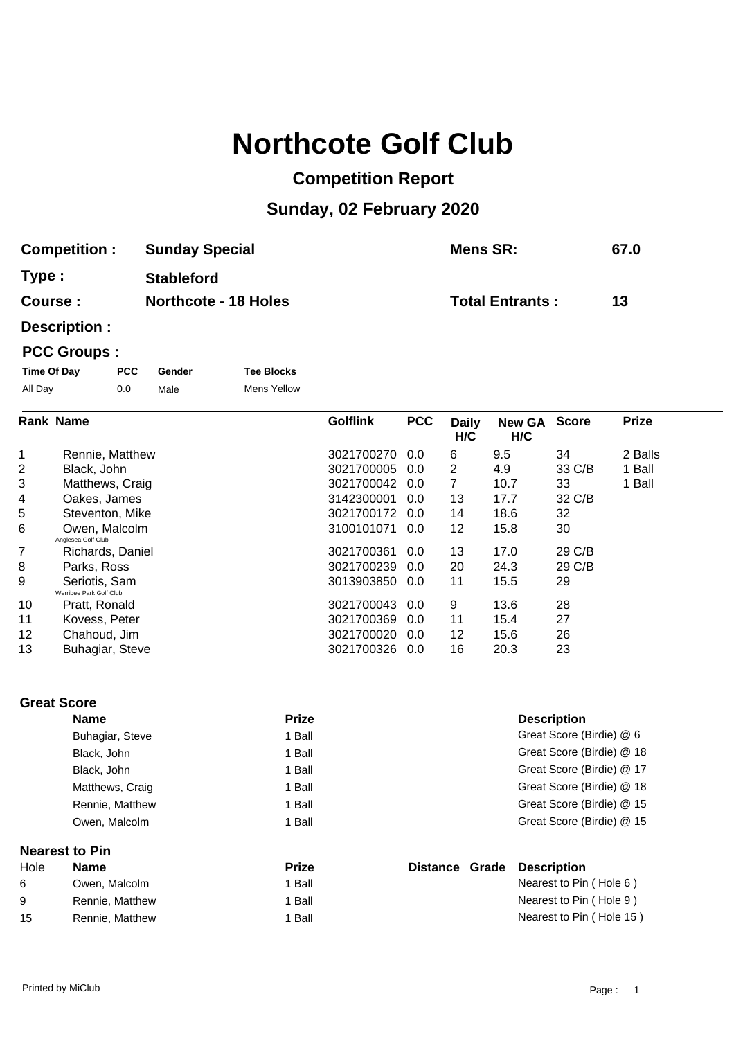# Northcote Golf Club

## Competition Report

## Sunday, 02 February 2020

| | | | |
|---|---|---|---|
| **Competition :** | **Sunday Special** | **Mens SR:** | **67.0** |
| **Type :** | **Stableford** | | |
| **Course :** | **Northcote - 18 Holes** | **Total Entrants :** | **13** |
| **Description :** | | | |

**PCC Groups :**

| Time Of Day | PCC | Gender | Tee Blocks |
|---|---|---|---|
| All Day | 0.0 | Male | Mens Yellow |

| Rank | Name | Golflink | PCC | Daily H/C | New GA H/C | Score | Prize |
|---|---|---|---|---|---|---|---|
| 1 | Rennie, Matthew | 3021700270 | 0.0 | 6 | 9.5 | 34 | 2 Balls |
| 2 | Black, John | 3021700005 | 0.0 | 2 | 4.9 | 33 C/B | 1 Ball |
| 3 | Matthews, Craig | 3021700042 | 0.0 | 7 | 10.7 | 33 | 1 Ball |
| 4 | Oakes, James | 3142300001 | 0.0 | 13 | 17.7 | 32 C/B | |
| 5 | Steventon, Mike | 3021700172 | 0.0 | 14 | 18.6 | 32 | |
| 6 | Owen, Malcolm<br>Anglesea Golf Club | 3100101071 | 0.0 | 12 | 15.8 | 30 | |
| 7 | Richards, Daniel | 3021700361 | 0.0 | 13 | 17.0 | 29 C/B | |
| 8 | Parks, Ross | 3021700239 | 0.0 | 20 | 24.3 | 29 C/B | |
| 9 | Seriotis, Sam<br>Werribee Park Golf Club | 3013903850 | 0.0 | 11 | 15.5 | 29 | |
| 10 | Pratt, Ronald | 3021700043 | 0.0 | 9 | 13.6 | 28 | |
| 11 | Kovess, Peter | 3021700369 | 0.0 | 11 | 15.4 | 27 | |
| 12 | Chahoud, Jim | 3021700020 | 0.0 | 12 | 15.6 | 26 | |
| 13 | Buhagiar, Steve | 3021700326 | 0.0 | 16 | 20.3 | 23 | |

**Great Score**

| Name | Prize | Description |
|---|---|---|
| Buhagiar, Steve | 1 Ball | Great Score (Birdie) @ 6 |
| Black, John | 1 Ball | Great Score (Birdie) @ 18 |
| Black, John | 1 Ball | Great Score (Birdie) @ 17 |
| Matthews, Craig | 1 Ball | Great Score (Birdie) @ 18 |
| Rennie, Matthew | 1 Ball | Great Score (Birdie) @ 15 |
| Owen, Malcolm | 1 Ball | Great Score (Birdie) @ 15 |

**Nearest to Pin**

| Hole | Name | Prize | Distance | Grade | Description |
|---|---|---|---|---|---|
| 6 | Owen, Malcolm | 1 Ball | | | Nearest to Pin ( Hole 6 ) |
| 9 | Rennie, Matthew | 1 Ball | | | Nearest to Pin ( Hole 9 ) |
| 15 | Rennie, Matthew | 1 Ball | | | Nearest to Pin ( Hole 15 ) |

Printed by MiClub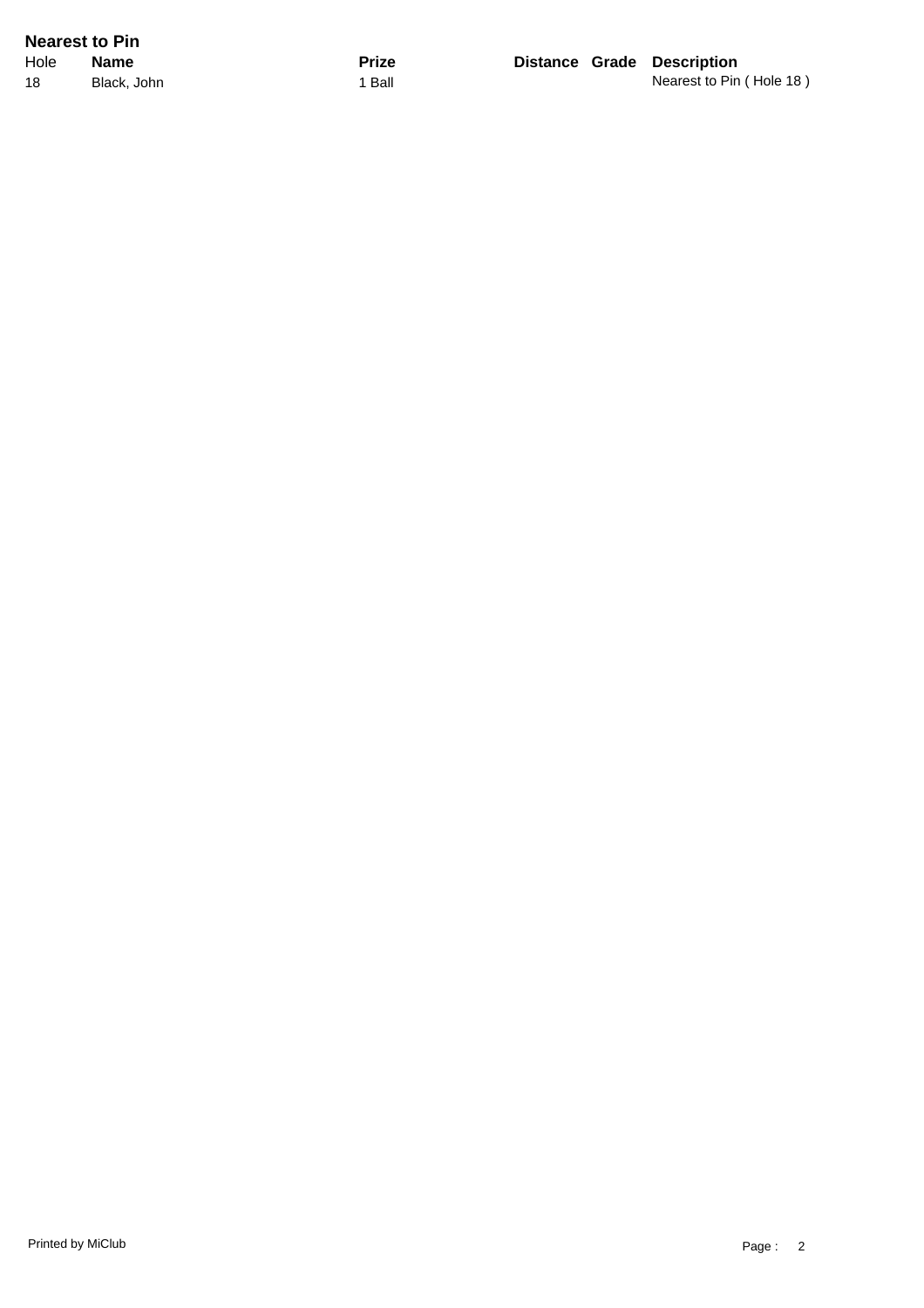**Nearest to Pin**

| Hole | Name | Prize | Distance | Grade | Description |
|---|---|---|---|---|---|
| 18 | Black, John | 1 Ball | | | Nearest to Pin ( Hole 18 ) |

Printed by MiClub